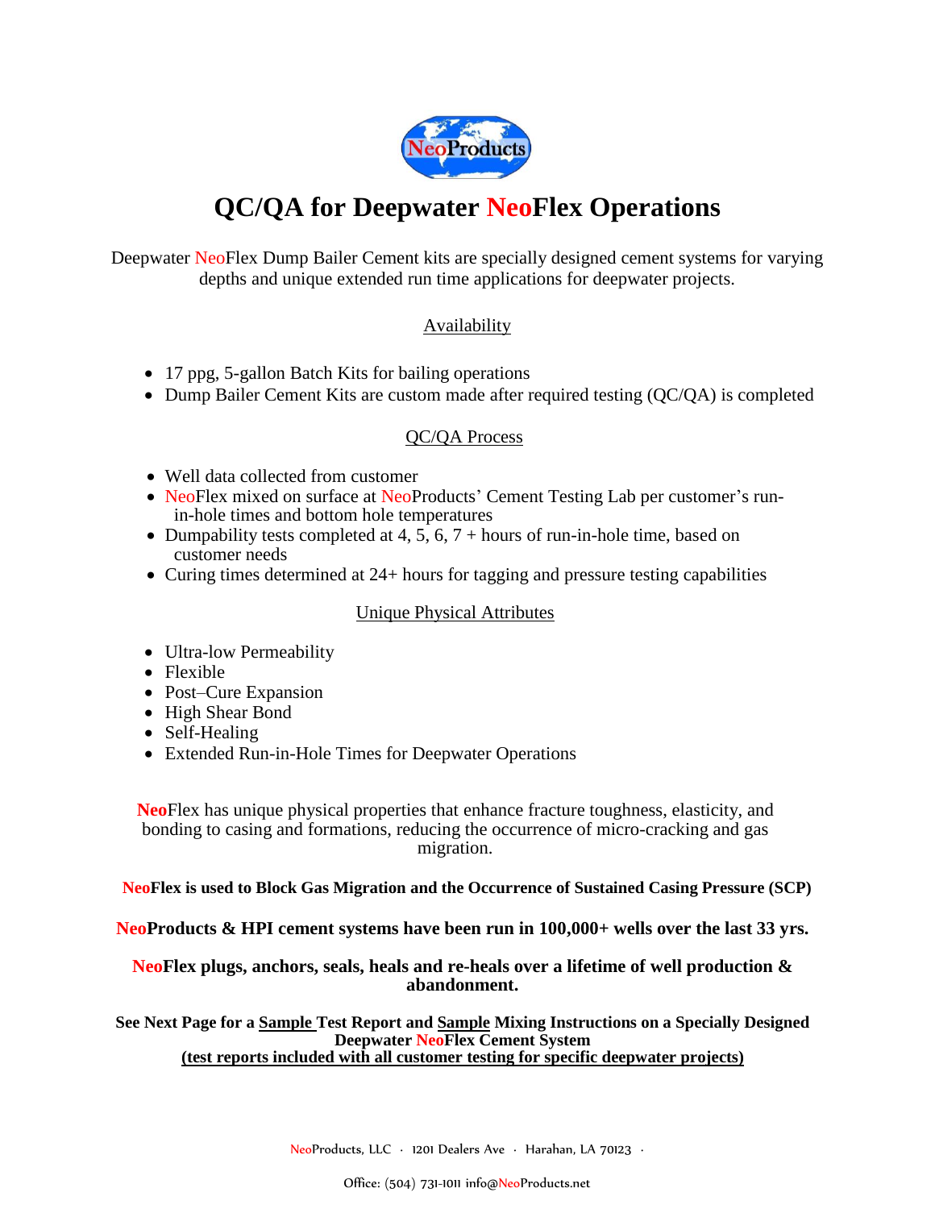# QC/QA for Deepwater NeoFlex Operations

Deepwater NeoFlex Dump Bailer Cement kits are specially designed cement systems for varying depths and unique extended run time applications for deepwater projects.

## Availability

- 17 ppg, 5-gallon Batch Kits for bailing operations
- Dump Bailer Cement Kits are custom made after required testing (QC/QA) is completed

## QC/QA Process

- Well data collected from customer
- NeoFlex mixed on surface at NeoProducts' Cement Testing Lab per customer's run-in-hole times and bottom hole temperatures
- Dumpability tests completed at 4, 5, 6, 7 + hours of run-in-hole time, based on customer needs
- Curing times determined at 24+ hours for tagging and pressure testing capabilities

## Unique Physical Attributes

- Ultra-low Permeability
- Flexible
- Post–Cure Expansion
- High Shear Bond
- Self-Healing
- Extended Run-in-Hole Times for Deepwater Operations

**Neo**Flex has unique physical properties that enhance fracture toughness, elasticity, and bonding to casing and formations, reducing the occurrence of micro-cracking and gas migration.

**NeoFlex is used to Block Gas Migration and the Occurrence of Sustained Casing Pressure (SCP)**

**NeoProducts & HPI cement systems have been run in 100,000+ wells over the last 33 yrs.**

**NeoFlex plugs, anchors, seals, heals and re-heals over a lifetime of well production & abandonment.**

**See Next Page for a Sample Test Report and Sample Mixing Instructions on a Specially Designed Deepwater NeoFlex Cement System**
**(test reports included with all customer testing for specific deepwater projects)**

NeoProducts, LLC · 1201 Dealers Ave · Harahan, LA 70123 ·

Office: (504) 731-1011 info@NeoProducts.net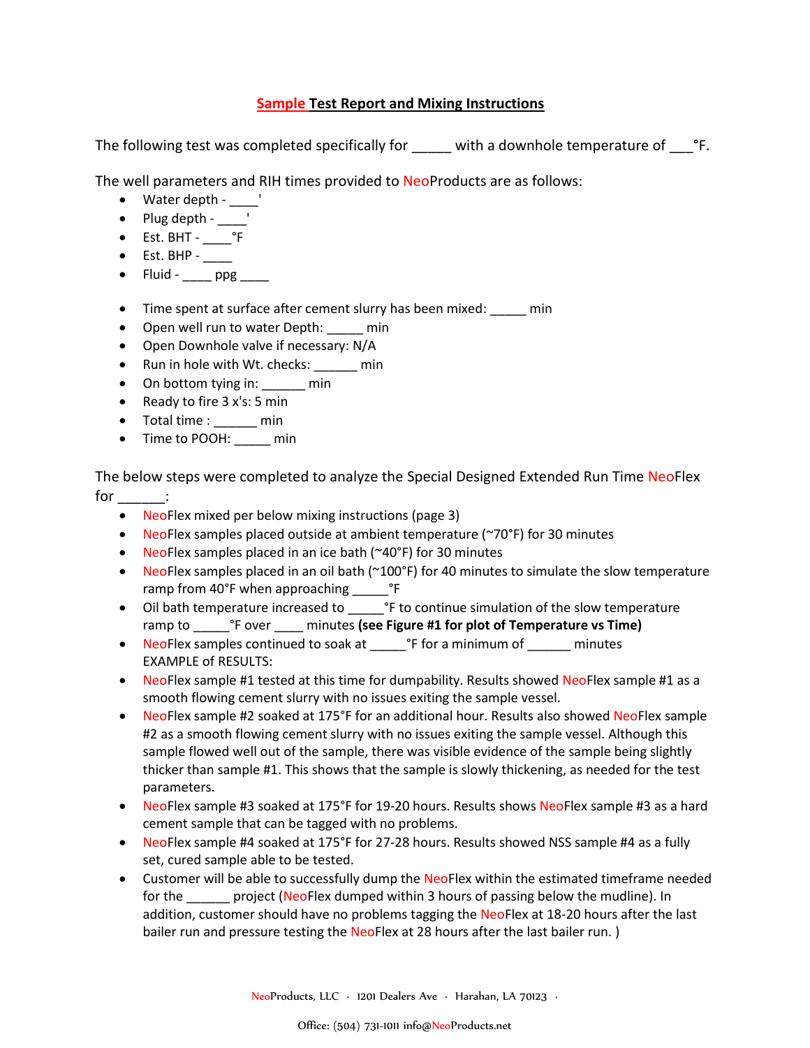# Sample Test Report and Mixing Instructions

The following test was completed specifically for _____ with a downhole temperature of ___°F.

The well parameters and RIH times provided to NeoProducts are as follows:

- Water depth - ____'
- Plug depth - ____'
- Est. BHT - ____°F
- Est. BHP - ____
- Fluid - ____ ppg ____

- Time spent at surface after cement slurry has been mixed: _____ min
- Open well run to water Depth: _____ min
- Open Downhole valve if necessary: N/A
- Run in hole with Wt. checks: ______ min
- On bottom tying in: ______ min
- Ready to fire 3 x's: 5 min
- Total time : ______ min
- Time to POOH: _____ min

The below steps were completed to analyze the Special Designed Extended Run Time NeoFlex for ______:

- NeoFlex mixed per below mixing instructions (page 3)
- NeoFlex samples placed outside at ambient temperature (~70°F) for 30 minutes
- NeoFlex samples placed in an ice bath (~40°F) for 30 minutes
- NeoFlex samples placed in an oil bath (~100°F) for 40 minutes to simulate the slow temperature ramp from 40°F when approaching _____°F
- Oil bath temperature increased to _____°F to continue simulation of the slow temperature ramp to _____°F over ____ minutes **(see Figure #1 for plot of Temperature vs Time)**
- NeoFlex samples continued to soak at _____°F for a minimum of ______ minutes
  EXAMPLE of RESULTS:
- NeoFlex sample #1 tested at this time for dumpability. Results showed NeoFlex sample #1 as a smooth flowing cement slurry with no issues exiting the sample vessel.
- NeoFlex sample #2 soaked at 175°F for an additional hour. Results also showed NeoFlex sample #2 as a smooth flowing cement slurry with no issues exiting the sample vessel. Although this sample flowed well out of the sample, there was visible evidence of the sample being slightly thicker than sample #1. This shows that the sample is slowly thickening, as needed for the test parameters.
- NeoFlex sample #3 soaked at 175°F for 19-20 hours. Results shows NeoFlex sample #3 as a hard cement sample that can be tagged with no problems.
- NeoFlex sample #4 soaked at 175°F for 27-28 hours. Results showed NSS sample #4 as a fully set, cured sample able to be tested.
- Customer will be able to successfully dump the NeoFlex within the estimated timeframe needed for the ______ project (NeoFlex dumped within 3 hours of passing below the mudline). In addition, customer should have no problems tagging the NeoFlex at 18-20 hours after the last bailer run and pressure testing the NeoFlex at 28 hours after the last bailer run. )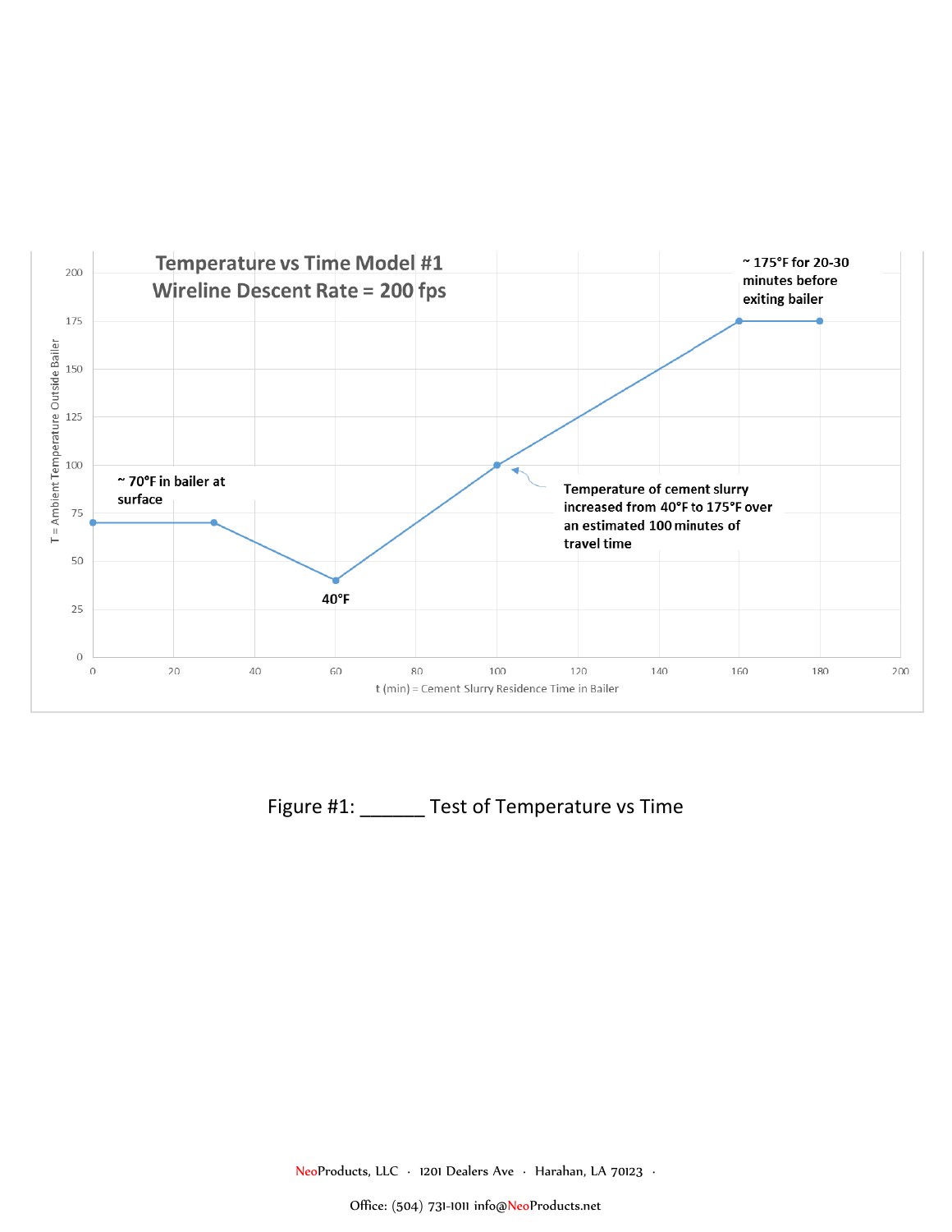Temperature vs Time Model #1

Wireline Descent Rate = 200 fps

~ 175°F for 20-30 minutes before exiting bailer

~ 70°F in bailer at surface

40°F

Temperature of cement slurry increased from 40°F to 175°F over an estimated 100 minutes of travel time

T = Ambient Temperature Outside Bailer

t (min) = Cement Slurry Residence Time in Bailer

Figure #1: ______ Test of Temperature vs Time

NeoProducts, LLC · 1201 Dealers Ave · Harahan, LA 70123 ·

Office: (504) 731-1011 info@NeoProducts.net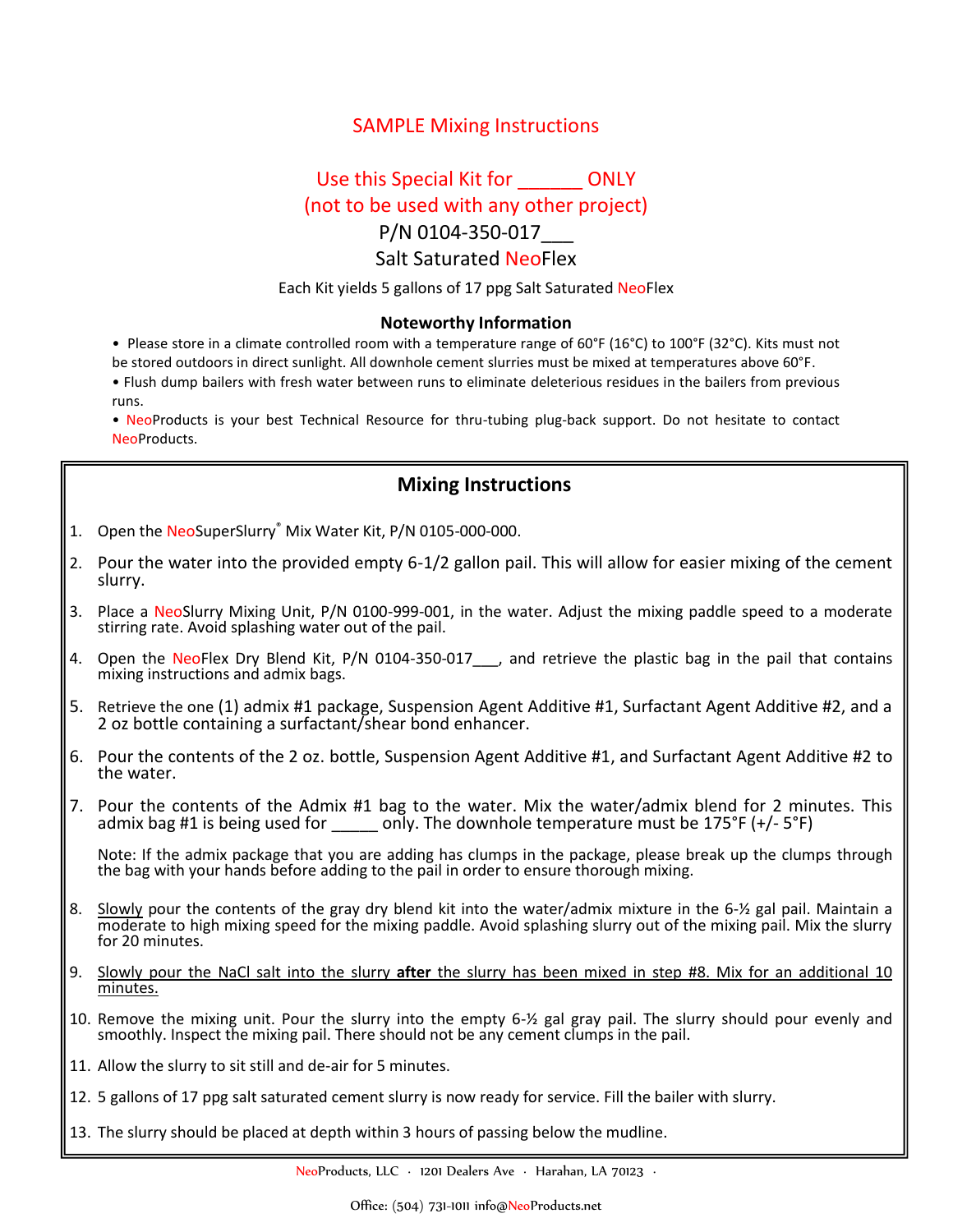# SAMPLE Mixing Instructions

## Use this Special Kit for ______ ONLY
## (not to be used with any other project)
## P/N 0104-350-017___
## Salt Saturated NeoFlex

Each Kit yields 5 gallons of 17 ppg Salt Saturated NeoFlex

### Noteworthy Information

- Please store in a climate controlled room with a temperature range of 60°F (16°C) to 100°F (32°C). Kits must not be stored outdoors in direct sunlight. All downhole cement slurries must be mixed at temperatures above 60°F.
- Flush dump bailers with fresh water between runs to eliminate deleterious residues in the bailers from previous runs.
- NeoProducts is your best Technical Resource for thru-tubing plug-back support. Do not hesitate to contact NeoProducts.

## Mixing Instructions

1. Open the NeoSuperSlurry® Mix Water Kit, P/N 0105-000-000.
2. Pour the water into the provided empty 6-1/2 gallon pail. This will allow for easier mixing of the cement slurry.
3. Place a NeoSlurry Mixing Unit, P/N 0100-999-001, in the water. Adjust the mixing paddle speed to a moderate stirring rate. Avoid splashing water out of the pail.
4. Open the NeoFlex Dry Blend Kit, P/N 0104-350-017___, and retrieve the plastic bag in the pail that contains mixing instructions and admix bags.
5. Retrieve the one (1) admix #1 package, Suspension Agent Additive #1, Surfactant Agent Additive #2, and a 2 oz bottle containing a surfactant/shear bond enhancer.
6. Pour the contents of the 2 oz. bottle, Suspension Agent Additive #1, and Surfactant Agent Additive #2 to the water.
7. Pour the contents of the Admix #1 bag to the water. Mix the water/admix blend for 2 minutes. This admix bag #1 is being used for _____ only. The downhole temperature must be 175°F (+/- 5°F)

   Note: If the admix package that you are adding has clumps in the package, please break up the clumps through the bag with your hands before adding to the pail in order to ensure thorough mixing.

8. <u>Slowly</u> pour the contents of the gray dry blend kit into the water/admix mixture in the 6-½ gal pail. Maintain a moderate to high mixing speed for the mixing paddle. Avoid splashing slurry out of the mixing pail. Mix the slurry for 20 minutes.
9. <u>Slowly pour the NaCl salt into the slurry **after** the slurry has been mixed in step #8. Mix for an additional 10 minutes.</u>
10. Remove the mixing unit. Pour the slurry into the empty 6-½ gal gray pail. The slurry should pour evenly and smoothly. Inspect the mixing pail. There should not be any cement clumps in the pail.
11. Allow the slurry to sit still and de-air for 5 minutes.
12. 5 gallons of 17 ppg salt saturated cement slurry is now ready for service. Fill the bailer with slurry.
13. The slurry should be placed at depth within 3 hours of passing below the mudline.

NeoProducts, LLC · 1201 Dealers Ave · Harahan, LA 70123 ·

Office: (504) 731-1011 info@NeoProducts.net